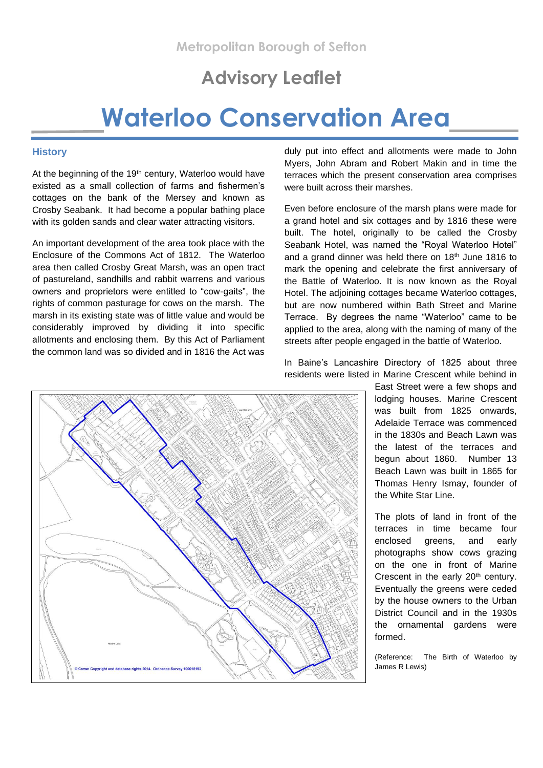Metropolitan Borough of Sefton

# Advisory Leaflet

# Waterloo Conservation Area

## History

At the beginning of the 19th century, Waterloo would have existed as a small collection of farms and fishermen's cottages on the bank of the Mersey and known as Crosby Seabank. It had become a popular bathing place with its golden sands and clear water attracting visitors.

An important development of the area took place with the Enclosure of the Commons Act of 1812. The Waterloo area then called Crosby Great Marsh, was an open tract of pastureland, sandhills and rabbit warrens and various owners and proprietors were entitled to "cow-gaits", the rights of common pasturage for cows on the marsh. The marsh in its existing state was of little value and would be considerably improved by dividing it into specific allotments and enclosing them. By this Act of Parliament the common land was so divided and in 1816 the Act was duly put into effect and allotments were made to John Myers, John Abram and Robert Makin and in time the terraces which the present conservation area comprises were built across their marshes.

Even before enclosure of the marsh plans were made for a grand hotel and six cottages and by 1816 these were built. The hotel, originally to be called the Crosby Seabank Hotel, was named the "Royal Waterloo Hotel" and a grand dinner was held there on 18th June 1816 to mark the opening and celebrate the first anniversary of the Battle of Waterloo. It is now known as the Royal Hotel. The adjoining cottages became Waterloo cottages, but are now numbered within Bath Street and Marine Terrace. By degrees the name "Waterloo" came to be applied to the area, along with the naming of many of the streets after people engaged in the battle of Waterloo.

In Baine's Lancashire Directory of 1825 about three residents were listed in Marine Crescent while behind in East Street were a few shops and lodging houses. Marine Crescent was built from 1825 onwards, Adelaide Terrace was commenced in the 1830s and Beach Lawn was the latest of the terraces and begun about 1860. Number 13 Beach Lawn was built in 1865 for Thomas Henry Ismay, founder of the White Star Line.

The plots of land in front of the terraces in time became four enclosed greens, and early photographs show cows grazing on the one in front of Marine Crescent in the early 20th century. Eventually the greens were ceded by the house owners to the Urban District Council and in the 1930s the ornamental gardens were formed.

(Reference: The Birth of Waterloo by James R Lewis)

© Crown Copyright and database rights 2014. Ordnance Survey 100018192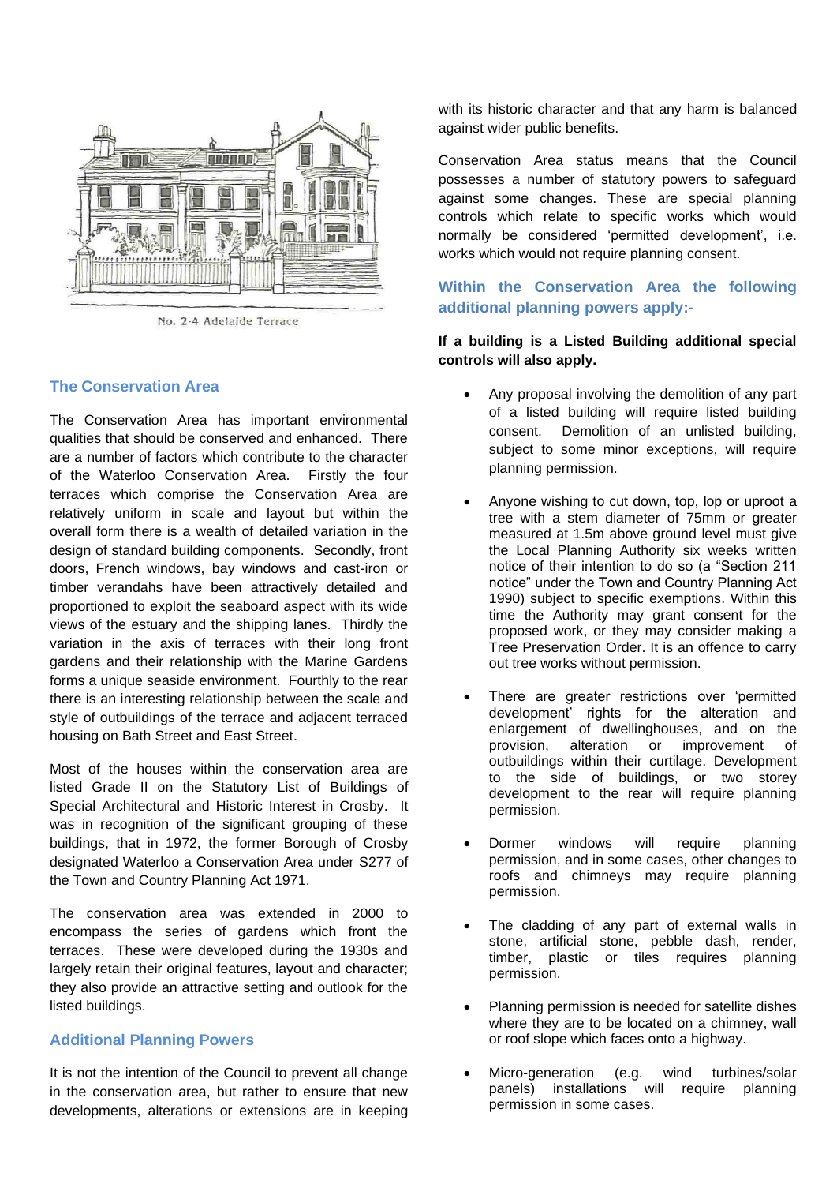No. 2-4 Adelaide Terrace

## The Conservation Area

The Conservation Area has important environmental qualities that should be conserved and enhanced. There are a number of factors which contribute to the character of the Waterloo Conservation Area. Firstly the four terraces which comprise the Conservation Area are relatively uniform in scale and layout but within the overall form there is a wealth of detailed variation in the design of standard building components. Secondly, front doors, French windows, bay windows and cast-iron or timber verandahs have been attractively detailed and proportioned to exploit the seaboard aspect with its wide views of the estuary and the shipping lanes. Thirdly the variation in the axis of terraces with their long front gardens and their relationship with the Marine Gardens forms a unique seaside environment. Fourthly to the rear there is an interesting relationship between the scale and style of outbuildings of the terrace and adjacent terraced housing on Bath Street and East Street.

Most of the houses within the conservation area are listed Grade II on the Statutory List of Buildings of Special Architectural and Historic Interest in Crosby. It was in recognition of the significant grouping of these buildings, that in 1972, the former Borough of Crosby designated Waterloo a Conservation Area under S277 of the Town and Country Planning Act 1971.

The conservation area was extended in 2000 to encompass the series of gardens which front the terraces. These were developed during the 1930s and largely retain their original features, layout and character; they also provide an attractive setting and outlook for the listed buildings.

## Additional Planning Powers

It is not the intention of the Council to prevent all change in the conservation area, but rather to ensure that new developments, alterations or extensions are in keeping with its historic character and that any harm is balanced against wider public benefits.

Conservation Area status means that the Council possesses a number of statutory powers to safeguard against some changes. These are special planning controls which relate to specific works which would normally be considered 'permitted development', i.e. works which would not require planning consent.

## Within the Conservation Area the following additional planning powers apply:-

**If a building is a Listed Building additional special controls will also apply.**

- Any proposal involving the demolition of any part of a listed building will require listed building consent. Demolition of an unlisted building, subject to some minor exceptions, will require planning permission.
- Anyone wishing to cut down, top, lop or uproot a tree with a stem diameter of 75mm or greater measured at 1.5m above ground level must give the Local Planning Authority six weeks written notice of their intention to do so (a "Section 211 notice" under the Town and Country Planning Act 1990) subject to specific exemptions. Within this time the Authority may grant consent for the proposed work, or they may consider making a Tree Preservation Order. It is an offence to carry out tree works without permission.
- There are greater restrictions over 'permitted development' rights for the alteration and enlargement of dwellinghouses, and on the provision, alteration or improvement of outbuildings within their curtilage. Development to the side of buildings, or two storey development to the rear will require planning permission.
- Dormer windows will require planning permission, and in some cases, other changes to roofs and chimneys may require planning permission.
- The cladding of any part of external walls in stone, artificial stone, pebble dash, render, timber, plastic or tiles requires planning permission.
- Planning permission is needed for satellite dishes where they are to be located on a chimney, wall or roof slope which faces onto a highway.
- Micro-generation (e.g. wind turbines/solar panels) installations will require planning permission in some cases.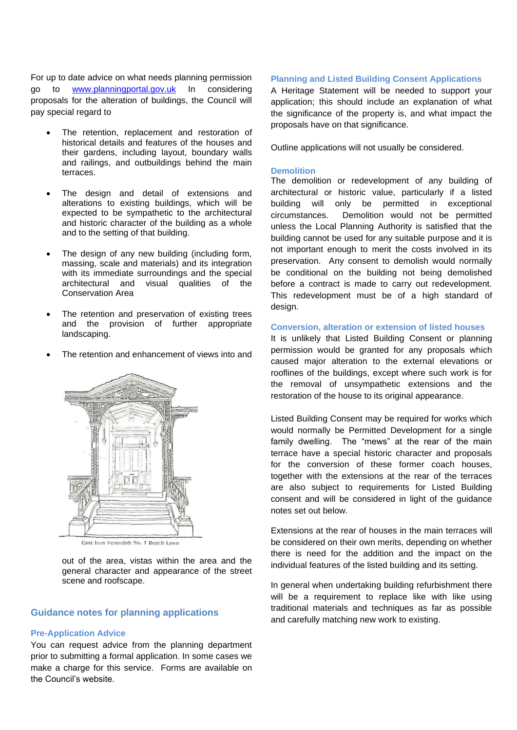For up to date advice on what needs planning permission go to www.planningportal.gov.uk In considering proposals for the alteration of buildings, the Council will pay special regard to

- The retention, replacement and restoration of historical details and features of the houses and their gardens, including layout, boundary walls and railings, and outbuildings behind the main terraces.
- The design and detail of extensions and alterations to existing buildings, which will be expected to be sympathetic to the architectural and historic character of the building as a whole and to the setting of that building.
- The design of any new building (including form, massing, scale and materials) and its integration with its immediate surroundings and the special architectural and visual qualities of the Conservation Area
- The retention and preservation of existing trees and the provision of further appropriate landscaping.
- The retention and enhancement of views into and out of the area, vistas within the area and the general character and appearance of the street scene and roofscape.

Cast Iron Verandah No. 7 Beach Lawn

## Guidance notes for planning applications

### Pre-Application Advice

You can request advice from the planning department prior to submitting a formal application. In some cases we make a charge for this service. Forms are available on the Council's website.

### Planning and Listed Building Consent Applications

A Heritage Statement will be needed to support your application; this should include an explanation of what the significance of the property is, and what impact the proposals have on that significance.

Outline applications will not usually be considered.

### Demolition

The demolition or redevelopment of any building of architectural or historic value, particularly if a listed building will only be permitted in exceptional circumstances. Demolition would not be permitted unless the Local Planning Authority is satisfied that the building cannot be used for any suitable purpose and it is not important enough to merit the costs involved in its preservation. Any consent to demolish would normally be conditional on the building not being demolished before a contract is made to carry out redevelopment. This redevelopment must be of a high standard of design.

### Conversion, alteration or extension of listed houses

It is unlikely that Listed Building Consent or planning permission would be granted for any proposals which caused major alteration to the external elevations or rooflines of the buildings, except where such work is for the removal of unsympathetic extensions and the restoration of the house to its original appearance.

Listed Building Consent may be required for works which would normally be Permitted Development for a single family dwelling. The "mews" at the rear of the main terrace have a special historic character and proposals for the conversion of these former coach houses, together with the extensions at the rear of the terraces are also subject to requirements for Listed Building consent and will be considered in light of the guidance notes set out below.

Extensions at the rear of houses in the main terraces will be considered on their own merits, depending on whether there is need for the addition and the impact on the individual features of the listed building and its setting.

In general when undertaking building refurbishment there will be a requirement to replace like with like using traditional materials and techniques as far as possible and carefully matching new work to existing.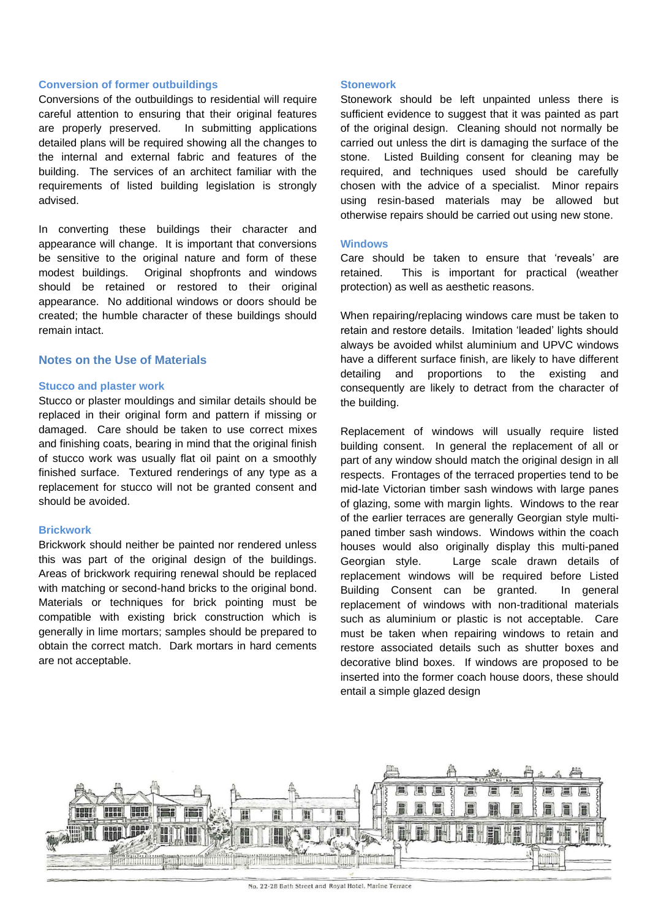### Conversion of former outbuildings

Conversions of the outbuildings to residential will require careful attention to ensuring that their original features are properly preserved. In submitting applications detailed plans will be required showing all the changes to the internal and external fabric and features of the building. The services of an architect familiar with the requirements of listed building legislation is strongly advised.

In converting these buildings their character and appearance will change. It is important that conversions be sensitive to the original nature and form of these modest buildings. Original shopfronts and windows should be retained or restored to their original appearance. No additional windows or doors should be created; the humble character of these buildings should remain intact.

## Notes on the Use of Materials

### Stucco and plaster work

Stucco or plaster mouldings and similar details should be replaced in their original form and pattern if missing or damaged. Care should be taken to use correct mixes and finishing coats, bearing in mind that the original finish of stucco work was usually flat oil paint on a smoothly finished surface. Textured renderings of any type as a replacement for stucco will not be granted consent and should be avoided.

### Brickwork

Brickwork should neither be painted nor rendered unless this was part of the original design of the buildings. Areas of brickwork requiring renewal should be replaced with matching or second-hand bricks to the original bond. Materials or techniques for brick pointing must be compatible with existing brick construction which is generally in lime mortars; samples should be prepared to obtain the correct match. Dark mortars in hard cements are not acceptable.

### Stonework

Stonework should be left unpainted unless there is sufficient evidence to suggest that it was painted as part of the original design. Cleaning should not normally be carried out unless the dirt is damaging the surface of the stone. Listed Building consent for cleaning may be required, and techniques used should be carefully chosen with the advice of a specialist. Minor repairs using resin-based materials may be allowed but otherwise repairs should be carried out using new stone.

### Windows

Care should be taken to ensure that 'reveals' are retained. This is important for practical (weather protection) as well as aesthetic reasons.

When repairing/replacing windows care must be taken to retain and restore details. Imitation 'leaded' lights should always be avoided whilst aluminium and UPVC windows have a different surface finish, are likely to have different detailing and proportions to the existing and consequently are likely to detract from the character of the building.

Replacement of windows will usually require listed building consent. In general the replacement of all or part of any window should match the original design in all respects. Frontages of the terraced properties tend to be mid-late Victorian timber sash windows with large panes of glazing, some with margin lights. Windows to the rear of the earlier terraces are generally Georgian style multi-paned timber sash windows. Windows within the coach houses would also originally display this multi-paned Georgian style. Large scale drawn details of replacement windows will be required before Listed Building Consent can be granted. In general replacement of windows with non-traditional materials such as aluminium or plastic is not acceptable. Care must be taken when repairing windows to retain and restore associated details such as shutter boxes and decorative blind boxes. If windows are proposed to be inserted into the former coach house doors, these should entail a simple glazed design

No. 22-28 Bath Street and Royal Hotel, Marine Terrace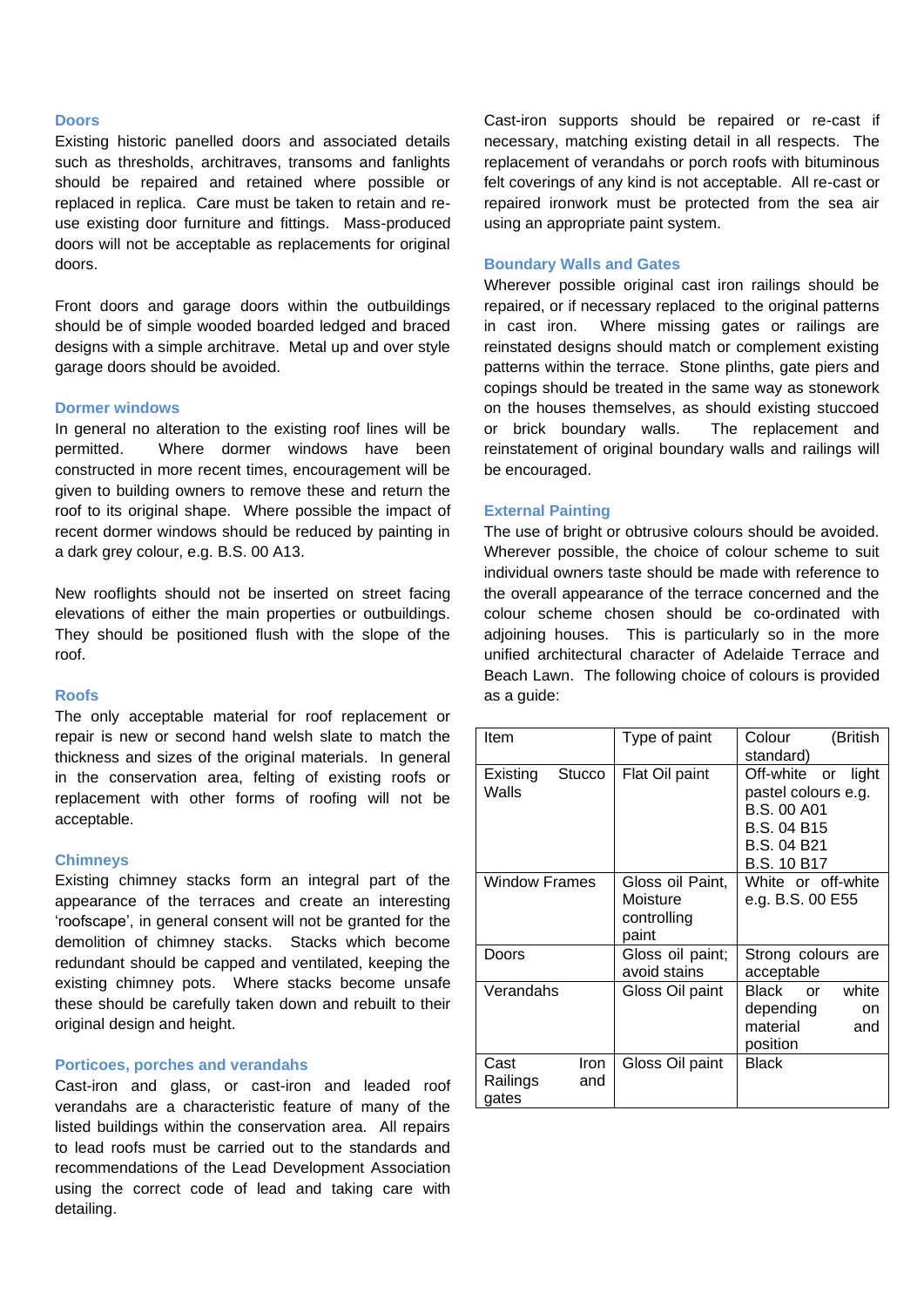### Doors

Existing historic panelled doors and associated details such as thresholds, architraves, transoms and fanlights should be repaired and retained where possible or replaced in replica. Care must be taken to retain and re-use existing door furniture and fittings. Mass-produced doors will not be acceptable as replacements for original doors.

Front doors and garage doors within the outbuildings should be of simple wooded boarded ledged and braced designs with a simple architrave. Metal up and over style garage doors should be avoided.

### Dormer windows

In general no alteration to the existing roof lines will be permitted. Where dormer windows have been constructed in more recent times, encouragement will be given to building owners to remove these and return the roof to its original shape. Where possible the impact of recent dormer windows should be reduced by painting in a dark grey colour, e.g. B.S. 00 A13.

New rooflights should not be inserted on street facing elevations of either the main properties or outbuildings. They should be positioned flush with the slope of the roof.

### Roofs

The only acceptable material for roof replacement or repair is new or second hand welsh slate to match the thickness and sizes of the original materials. In general in the conservation area, felting of existing roofs or replacement with other forms of roofing will not be acceptable.

### Chimneys

Existing chimney stacks form an integral part of the appearance of the terraces and create an interesting 'roofscape', in general consent will not be granted for the demolition of chimney stacks. Stacks which become redundant should be capped and ventilated, keeping the existing chimney pots. Where stacks become unsafe these should be carefully taken down and rebuilt to their original design and height.

### Porticoes, porches and verandahs

Cast-iron and glass, or cast-iron and leaded roof verandahs are a characteristic feature of many of the listed buildings within the conservation area. All repairs to lead roofs must be carried out to the standards and recommendations of the Lead Development Association using the correct code of lead and taking care with detailing.

Cast-iron supports should be repaired or re-cast if necessary, matching existing detail in all respects. The replacement of verandahs or porch roofs with bituminous felt coverings of any kind is not acceptable. All re-cast or repaired ironwork must be protected from the sea air using an appropriate paint system.

### Boundary Walls and Gates

Wherever possible original cast iron railings should be repaired, or if necessary replaced to the original patterns in cast iron. Where missing gates or railings are reinstated designs should match or complement existing patterns within the terrace. Stone plinths, gate piers and copings should be treated in the same way as stonework on the houses themselves, as should existing stuccoed or brick boundary walls. The replacement and reinstatement of original boundary walls and railings will be encouraged.

### External Painting

The use of bright or obtrusive colours should be avoided. Wherever possible, the choice of colour scheme to suit individual owners taste should be made with reference to the overall appearance of the terrace concerned and the colour scheme chosen should be co-ordinated with adjoining houses. This is particularly so in the more unified architectural character of Adelaide Terrace and Beach Lawn. The following choice of colours is provided as a guide:

| Item | Type of paint | Colour (British standard) |
|---|---|---|
| Existing Stucco Walls | Flat Oil paint | Off-white or light pastel colours e.g. B.S. 00 A01 B.S. 04 B15 B.S. 04 B21 B.S. 10 B17 |
| Window Frames | Gloss oil Paint, Moisture controlling paint | White or off-white e.g. B.S. 00 E55 |
| Doors | Gloss oil paint; avoid stains | Strong colours are acceptable |
| Verandahs | Gloss Oil paint | Black or white depending on material and position |
| Cast Iron Railings and gates | Gloss Oil paint | Black |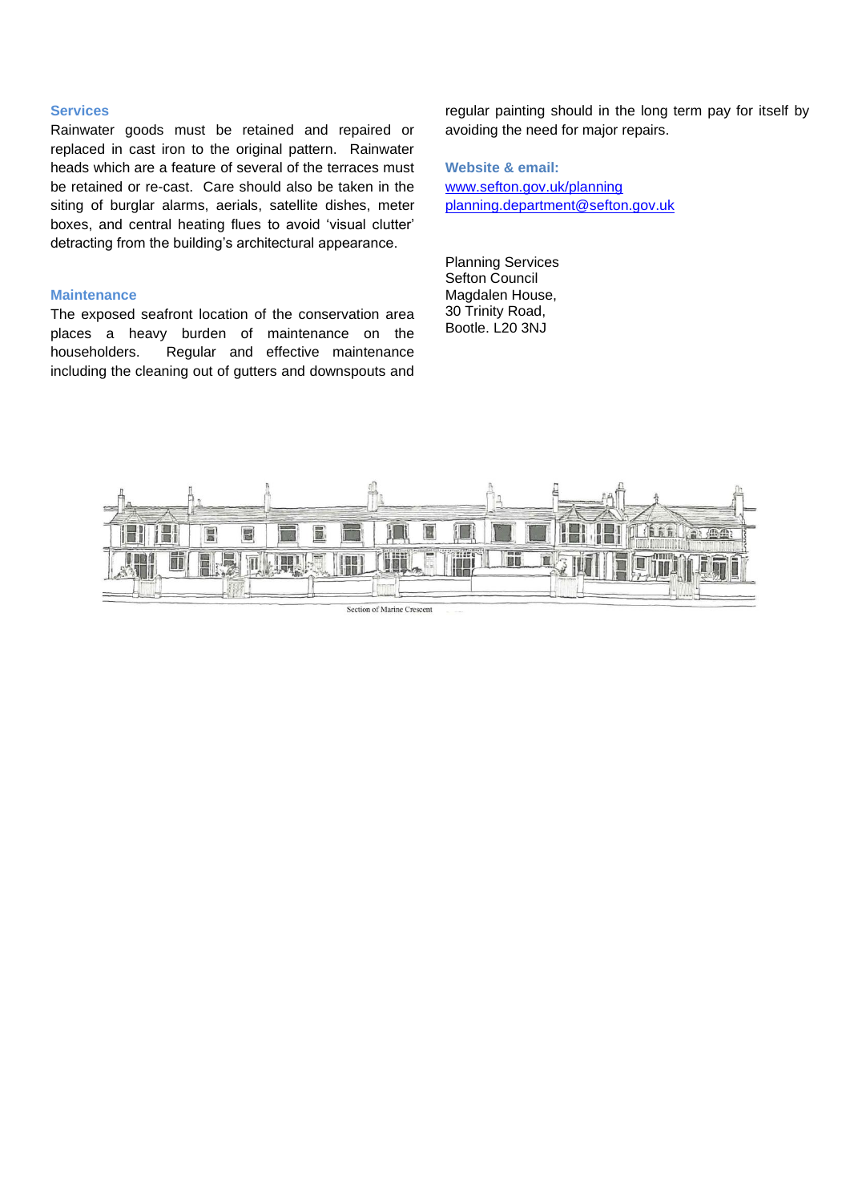### Services

Rainwater goods must be retained and repaired or replaced in cast iron to the original pattern. Rainwater heads which are a feature of several of the terraces must be retained or re-cast. Care should also be taken in the siting of burglar alarms, aerials, satellite dishes, meter boxes, and central heating flues to avoid 'visual clutter' detracting from the building's architectural appearance.

### Maintenance

The exposed seafront location of the conservation area places a heavy burden of maintenance on the householders. Regular and effective maintenance including the cleaning out of gutters and downspouts and regular painting should in the long term pay for itself by avoiding the need for major repairs.

### Website & email:

[www.sefton.gov.uk/planning](http://www.sefton.gov.uk/planning)
[planning.department@sefton.gov.uk](mailto:planning.department@sefton.gov.uk)

Planning Services
Sefton Council
Magdalen House,
30 Trinity Road,
Bootle. L20 3NJ

Section of Marine Crescent